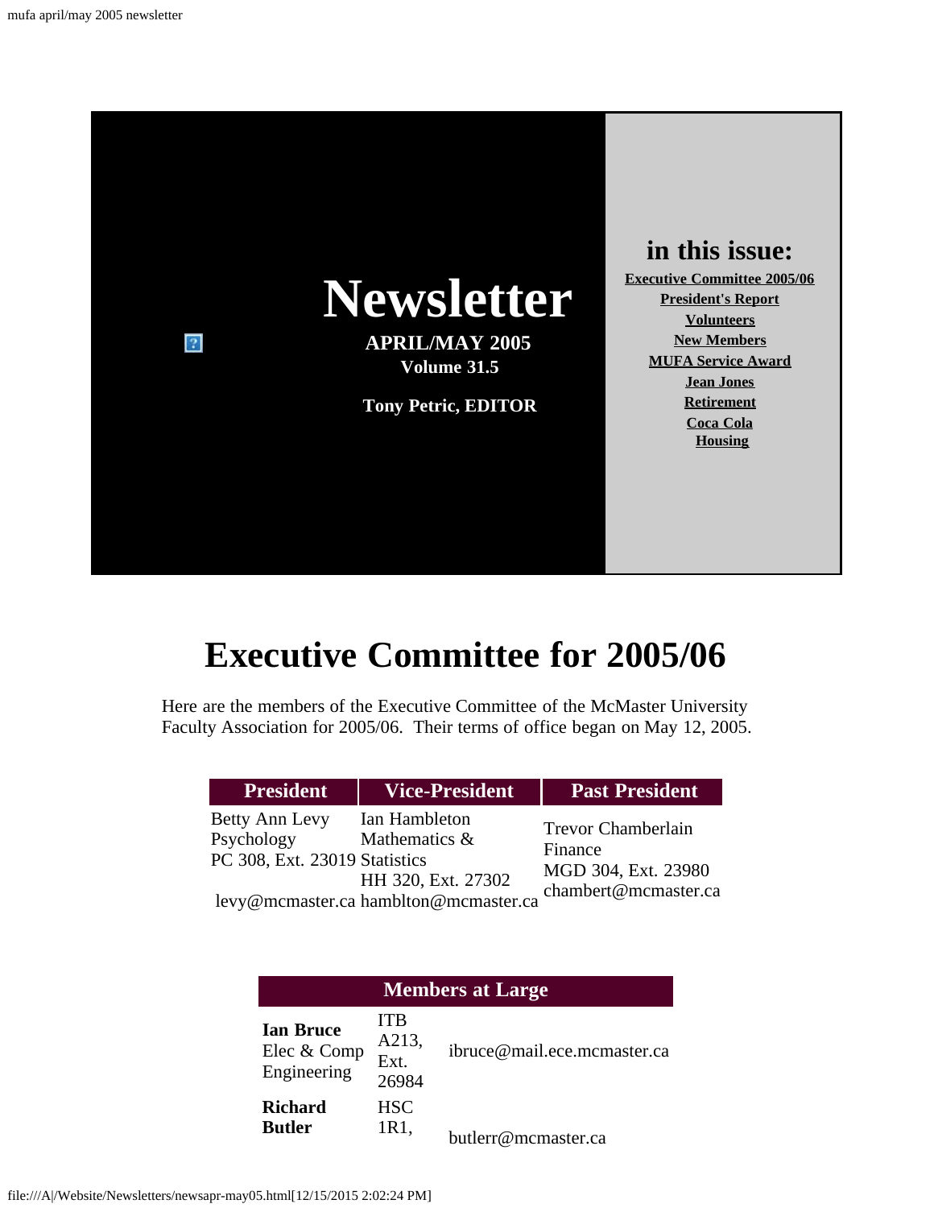# Newsletter

**APRIL/MAY 2005**
**Volume 31.5**

**Tony Petric, EDITOR**

## in this issue:

- Executive Committee 2005/06
- President's Report
- Volunteers
- New Members
- MUFA Service Award
- Jean Jones
- Retirement
- Coca Cola
- Housing

# Executive Committee for 2005/06

Here are the members of the Executive Committee of the McMaster University Faculty Association for 2005/06. Their terms of office began on May 12, 2005.

| President | Vice-President | Past President |
|---|---|---|
| Betty Ann Levy<br>Psychology<br>PC 308, Ext. 23019<br>levy@mcmaster.ca | Ian Hambleton<br>Mathematics & Statistics<br>HH 320, Ext. 27302<br>hamblton@mcmaster.ca | Trevor Chamberlain<br>Finance<br>MGD 304, Ext. 23980<br>chambert@mcmaster.ca |

| Members at Large | | |
|---|---|---|
| **Ian Bruce**<br>Elec & Comp Engineering | ITB A213, Ext. 26984 | ibruce@mail.ece.mcmaster.ca |
| **Richard Butler** | HSC 1R1, | butlerr@mcmaster.ca |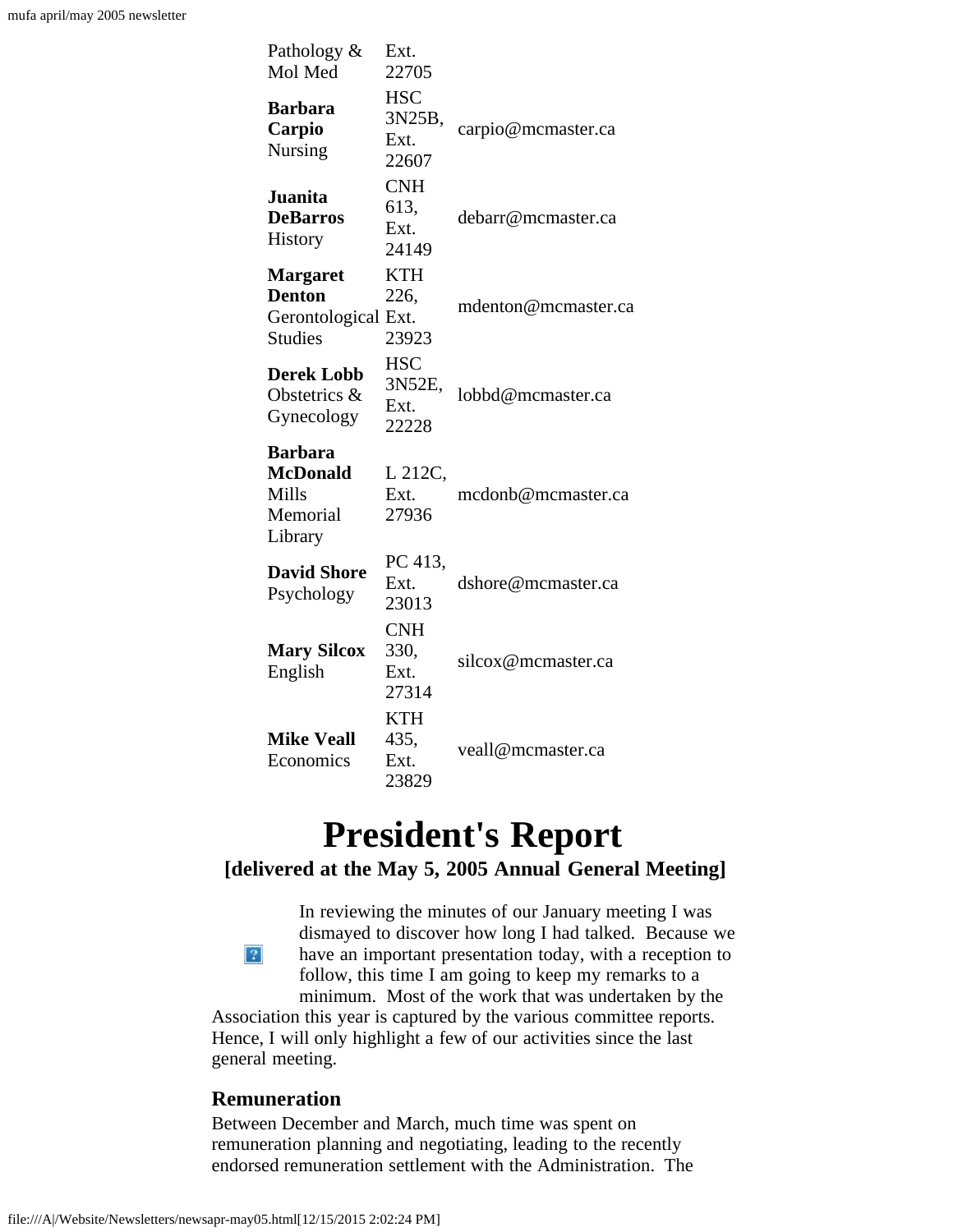| | | |
|---|---|---|
| Pathology & Mol Med | Ext. 22705 | |
| **Barbara Carpio** Nursing | HSC 3N25B, Ext. 22607 | carpio@mcmaster.ca |
| **Juanita DeBarros** History | CNH 613, Ext. 24149 | debarr@mcmaster.ca |
| **Margaret Denton** Gerontological Studies | KTH 226, Ext. 23923 | mdenton@mcmaster.ca |
| **Derek Lobb** Obstetrics & Gynecology | HSC 3N52E, Ext. 22228 | lobbd@mcmaster.ca |
| **Barbara McDonald** Mills Memorial Library | L 212C, Ext. 27936 | mcdonb@mcmaster.ca |
| **David Shore** Psychology | PC 413, Ext. 23013 | dshore@mcmaster.ca |
| **Mary Silcox** English | CNH 330, Ext. 27314 | silcox@mcmaster.ca |
| **Mike Veall** Economics | KTH 435, Ext. 23829 | veall@mcmaster.ca |

# President's Report

### [delivered at the May 5, 2005 Annual General Meeting]

In reviewing the minutes of our January meeting I was dismayed to discover how long I had talked. Because we have an important presentation today, with a reception to follow, this time I am going to keep my remarks to a minimum. Most of the work that was undertaken by the Association this year is captured by the various committee reports. Hence, I will only highlight a few of our activities since the last general meeting.

## Remuneration

Between December and March, much time was spent on remuneration planning and negotiating, leading to the recently endorsed remuneration settlement with the Administration. The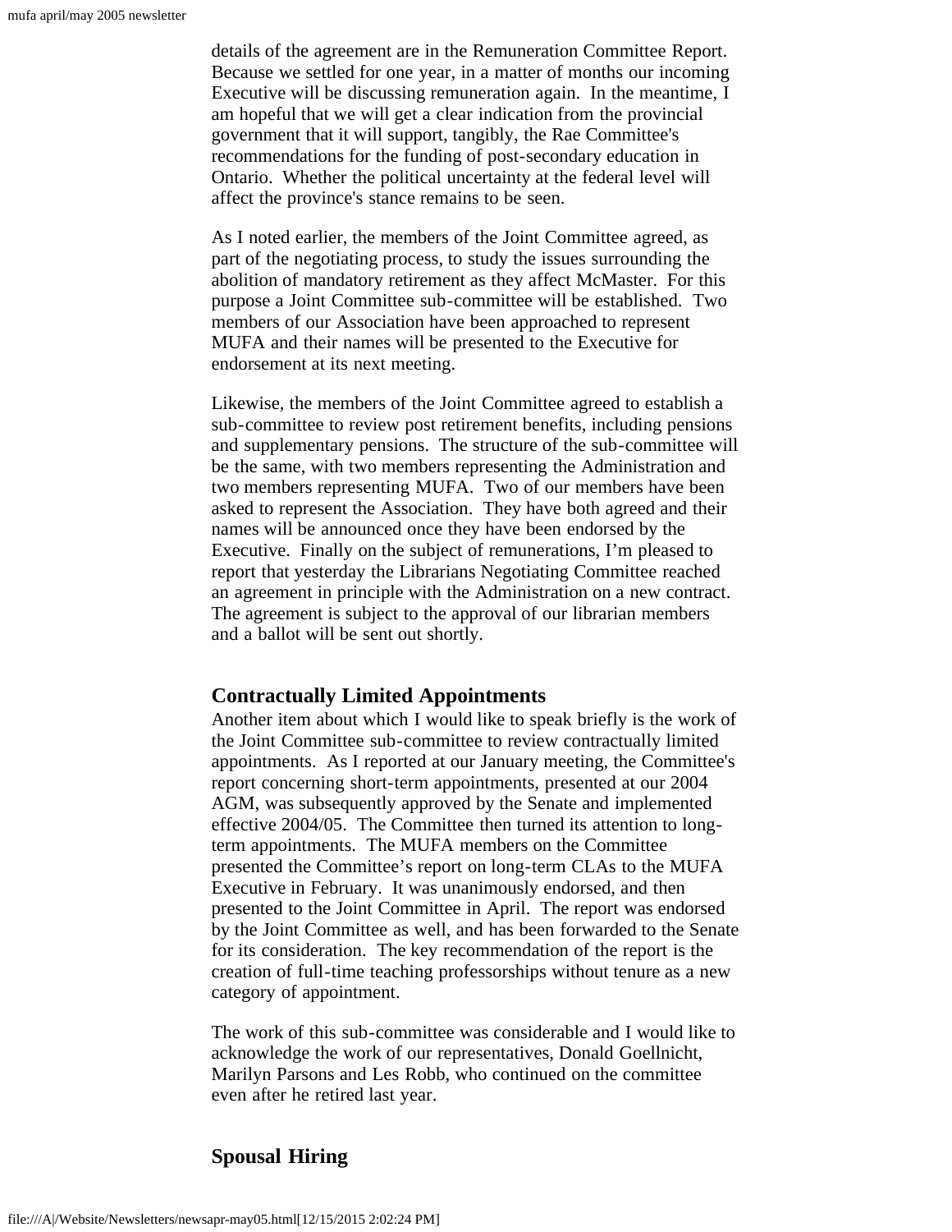details of the agreement are in the Remuneration Committee Report. Because we settled for one year, in a matter of months our incoming Executive will be discussing remuneration again. In the meantime, I am hopeful that we will get a clear indication from the provincial government that it will support, tangibly, the Rae Committee's recommendations for the funding of post-secondary education in Ontario. Whether the political uncertainty at the federal level will affect the province's stance remains to be seen.

As I noted earlier, the members of the Joint Committee agreed, as part of the negotiating process, to study the issues surrounding the abolition of mandatory retirement as they affect McMaster. For this purpose a Joint Committee sub-committee will be established. Two members of our Association have been approached to represent MUFA and their names will be presented to the Executive for endorsement at its next meeting.

Likewise, the members of the Joint Committee agreed to establish a sub-committee to review post retirement benefits, including pensions and supplementary pensions. The structure of the sub-committee will be the same, with two members representing the Administration and two members representing MUFA. Two of our members have been asked to represent the Association. They have both agreed and their names will be announced once they have been endorsed by the Executive. Finally on the subject of remunerations, I'm pleased to report that yesterday the Librarians Negotiating Committee reached an agreement in principle with the Administration on a new contract. The agreement is subject to the approval of our librarian members and a ballot will be sent out shortly.

### Contractually Limited Appointments

Another item about which I would like to speak briefly is the work of the Joint Committee sub-committee to review contractually limited appointments. As I reported at our January meeting, the Committee's report concerning short-term appointments, presented at our 2004 AGM, was subsequently approved by the Senate and implemented effective 2004/05. The Committee then turned its attention to long-term appointments. The MUFA members on the Committee presented the Committee's report on long-term CLAs to the MUFA Executive in February. It was unanimously endorsed, and then presented to the Joint Committee in April. The report was endorsed by the Joint Committee as well, and has been forwarded to the Senate for its consideration. The key recommendation of the report is the creation of full-time teaching professorships without tenure as a new category of appointment.

The work of this sub-committee was considerable and I would like to acknowledge the work of our representatives, Donald Goellnicht, Marilyn Parsons and Les Robb, who continued on the committee even after he retired last year.

### Spousal Hiring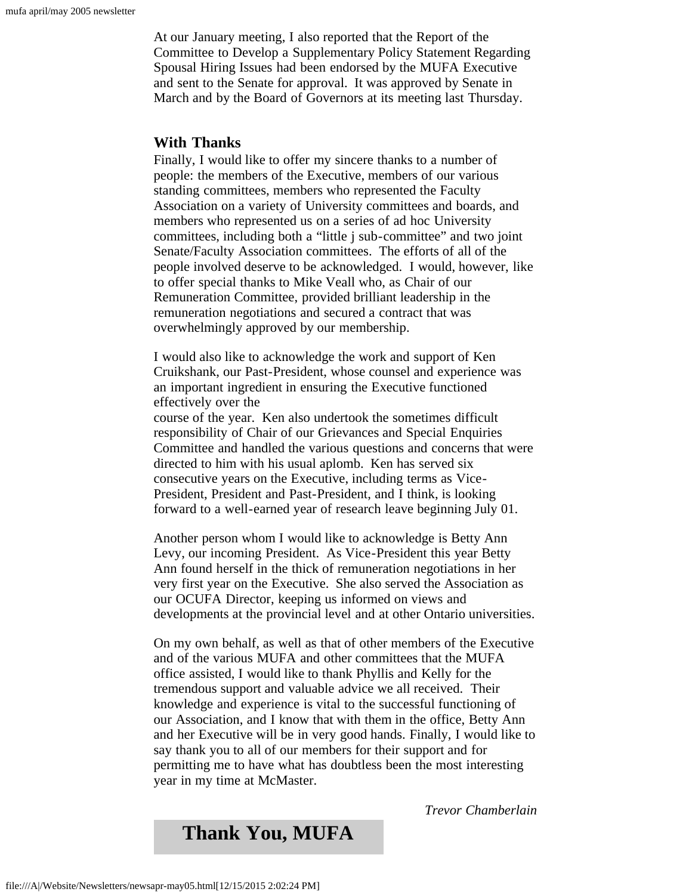At our January meeting, I also reported that the Report of the Committee to Develop a Supplementary Policy Statement Regarding Spousal Hiring Issues had been endorsed by the MUFA Executive and sent to the Senate for approval. It was approved by Senate in March and by the Board of Governors at its meeting last Thursday.

## With Thanks

Finally, I would like to offer my sincere thanks to a number of people: the members of the Executive, members of our various standing committees, members who represented the Faculty Association on a variety of University committees and boards, and members who represented us on a series of ad hoc University committees, including both a "little j sub-committee" and two joint Senate/Faculty Association committees. The efforts of all of the people involved deserve to be acknowledged. I would, however, like to offer special thanks to Mike Veall who, as Chair of our Remuneration Committee, provided brilliant leadership in the remuneration negotiations and secured a contract that was overwhelmingly approved by our membership.

I would also like to acknowledge the work and support of Ken Cruikshank, our Past-President, whose counsel and experience was an important ingredient in ensuring the Executive functioned effectively over the course of the year. Ken also undertook the sometimes difficult responsibility of Chair of our Grievances and Special Enquiries Committee and handled the various questions and concerns that were directed to him with his usual aplomb. Ken has served six consecutive years on the Executive, including terms as Vice-President, President and Past-President, and I think, is looking forward to a well-earned year of research leave beginning July 01.

Another person whom I would like to acknowledge is Betty Ann Levy, our incoming President. As Vice-President this year Betty Ann found herself in the thick of remuneration negotiations in her very first year on the Executive. She also served the Association as our OCUFA Director, keeping us informed on views and developments at the provincial level and at other Ontario universities.

On my own behalf, as well as that of other members of the Executive and of the various MUFA and other committees that the MUFA office assisted, I would like to thank Phyllis and Kelly for the tremendous support and valuable advice we all received. Their knowledge and experience is vital to the successful functioning of our Association, and I know that with them in the office, Betty Ann and her Executive will be in very good hands. Finally, I would like to say thank you to all of our members for their support and for permitting me to have what has doubtless been the most interesting year in my time at McMaster.

*Trevor Chamberlain*

# Thank You, MUFA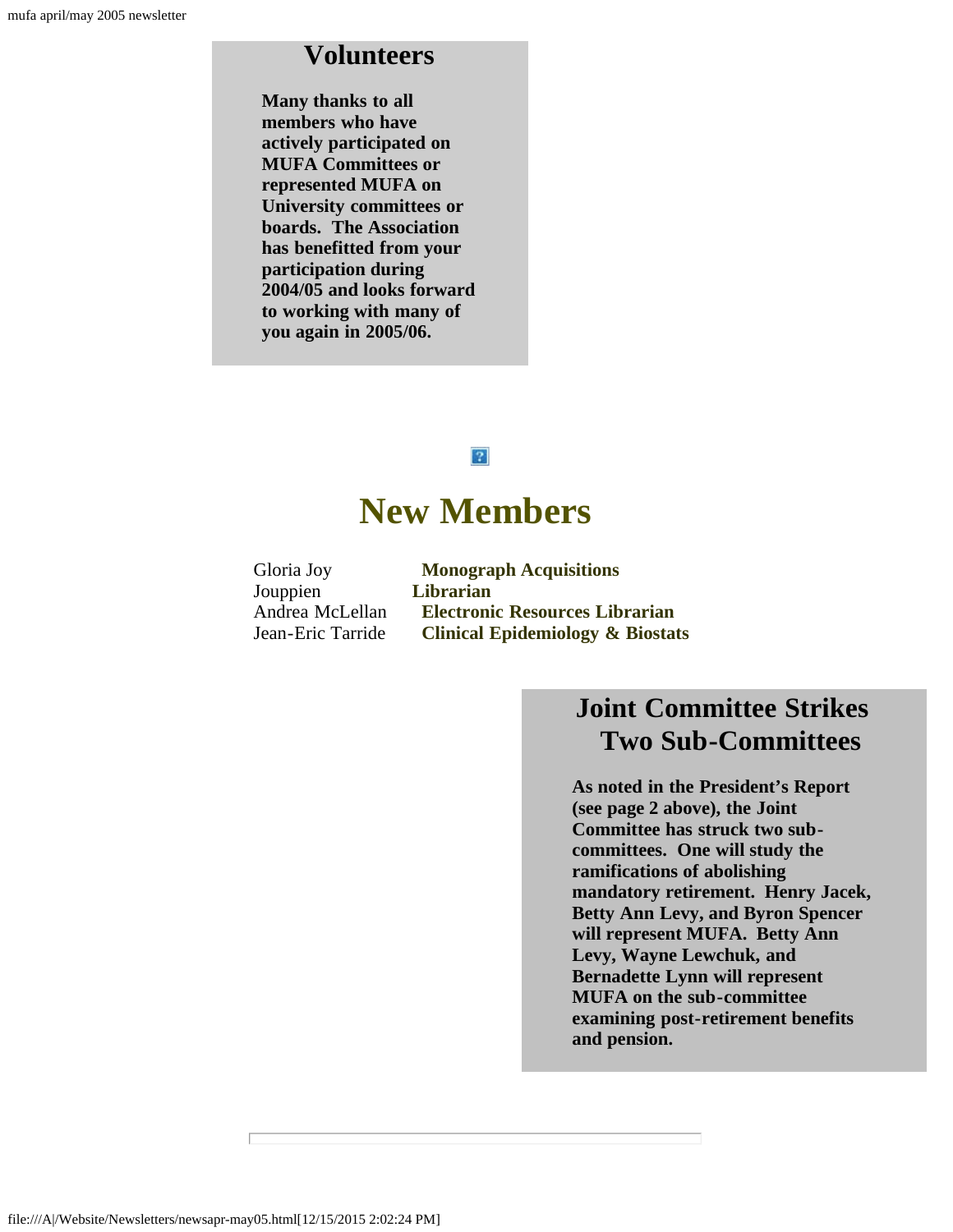## Volunteers

**Many thanks to all members who have actively participated on MUFA Committees or represented MUFA on University committees or boards. The Association has benefitted from your participation during 2004/05 and looks forward to working with many of you again in 2005/06.**

## New Members

| | |
|---|---|
| Gloria Joy Jouppien | **Monograph Acquisitions Librarian** |
| Andrea McLellan | **Electronic Resources Librarian** |
| Jean-Eric Tarride | **Clinical Epidemiology & Biostats** |

## Joint Committee Strikes Two Sub-Committees

**As noted in the President's Report (see page 2 above), the Joint Committee has struck two sub-committees. One will study the ramifications of abolishing mandatory retirement. Henry Jacek, Betty Ann Levy, and Byron Spencer will represent MUFA. Betty Ann Levy, Wayne Lewchuk, and Bernadette Lynn will represent MUFA on the sub-committee examining post-retirement benefits and pension.**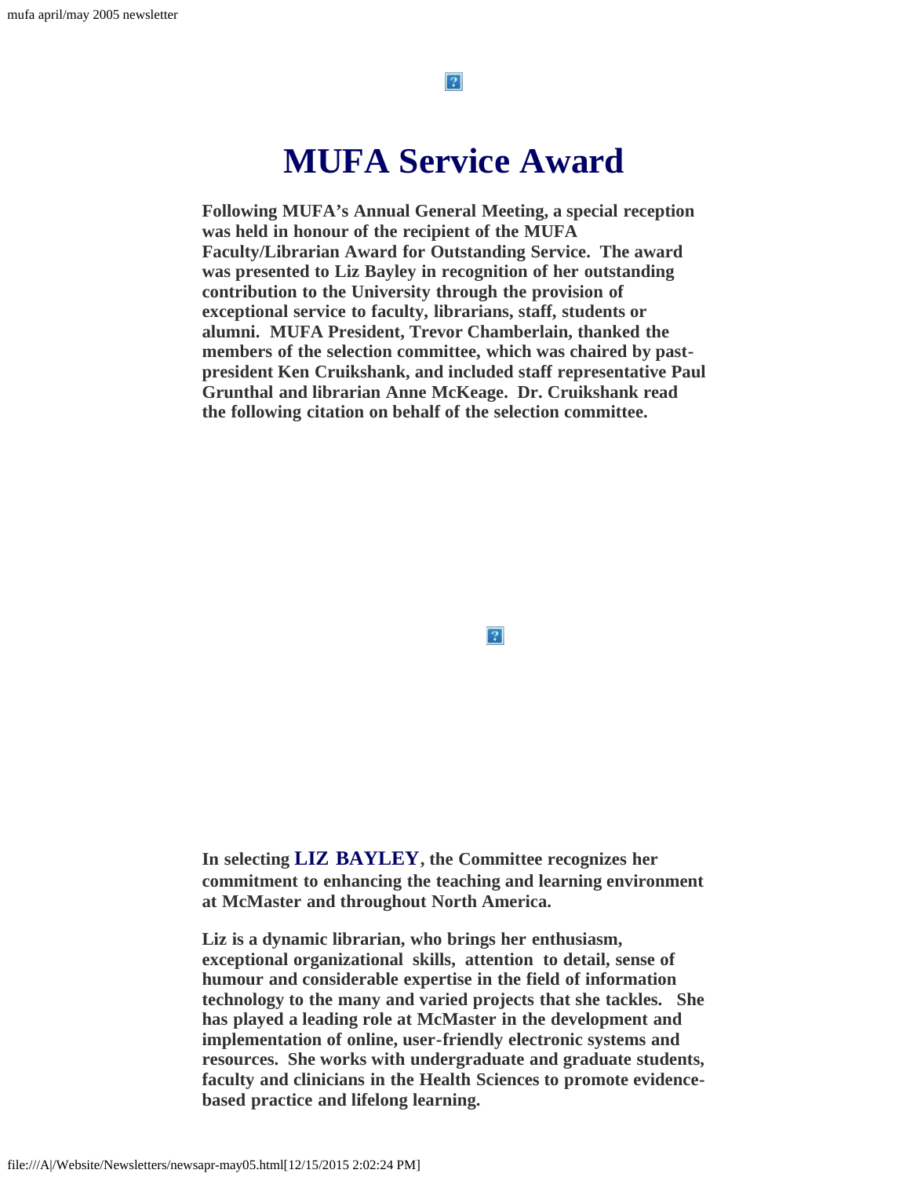# MUFA Service Award

**Following MUFA's Annual General Meeting, a special reception was held in honour of the recipient of the MUFA Faculty/Librarian Award for Outstanding Service. The award was presented to Liz Bayley in recognition of her outstanding contribution to the University through the provision of exceptional service to faculty, librarians, staff, students or alumni. MUFA President, Trevor Chamberlain, thanked the members of the selection committee, which was chaired by past-president Ken Cruikshank, and included staff representative Paul Grunthal and librarian Anne McKeage. Dr. Cruikshank read the following citation on behalf of the selection committee.**

**In selecting LIZ BAYLEY, the Committee recognizes her commitment to enhancing the teaching and learning environment at McMaster and throughout North America.**

**Liz is a dynamic librarian, who brings her enthusiasm, exceptional organizational skills, attention to detail, sense of humour and considerable expertise in the field of information technology to the many and varied projects that she tackles. She has played a leading role at McMaster in the development and implementation of online, user-friendly electronic systems and resources. She works with undergraduate and graduate students, faculty and clinicians in the Health Sciences to promote evidence-based practice and lifelong learning.**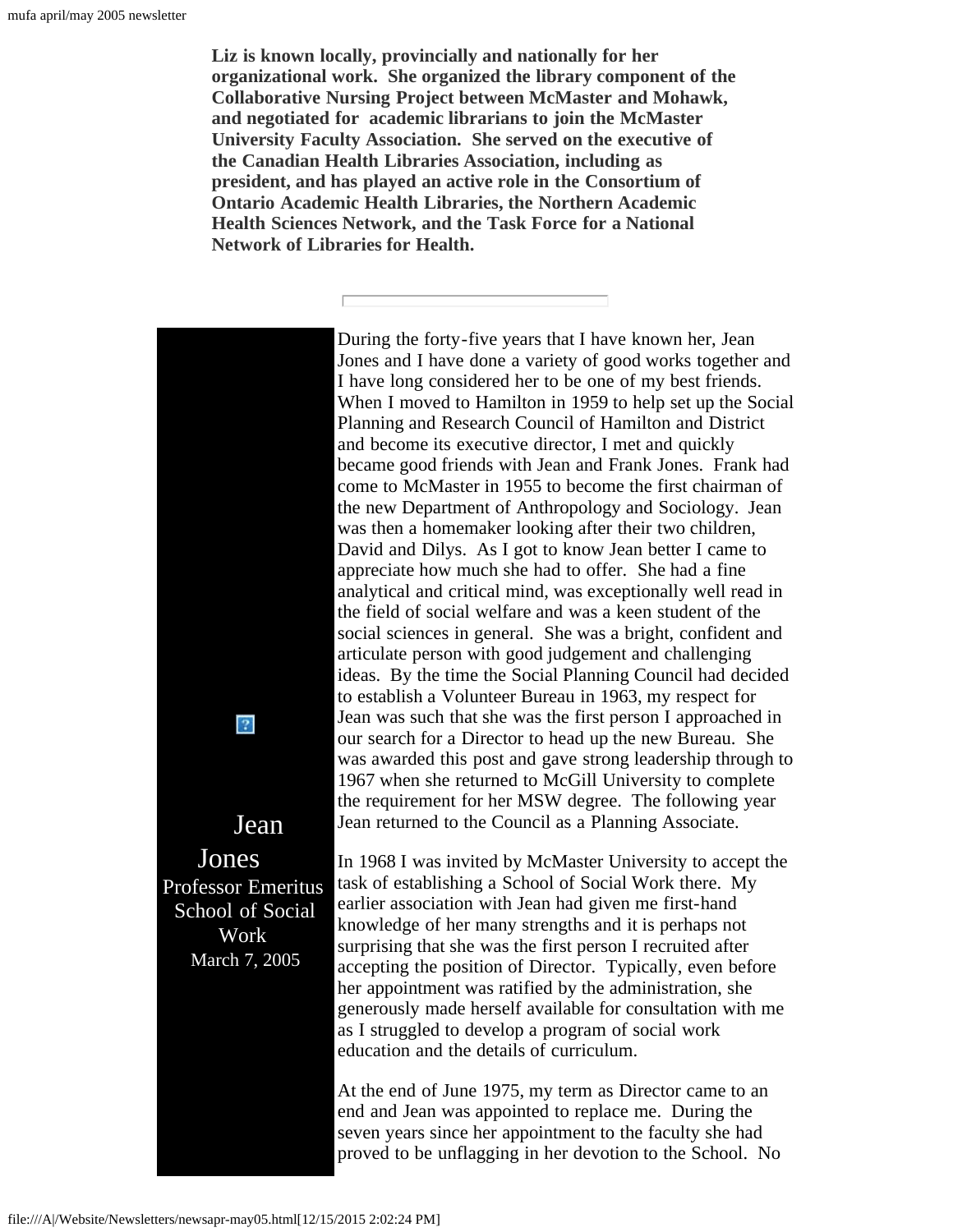**Liz is known locally, provincially and nationally for her organizational work. She organized the library component of the Collaborative Nursing Project between McMaster and Mohawk, and negotiated for academic librarians to join the McMaster University Faculty Association. She served on the executive of the Canadian Health Libraries Association, including as president, and has played an active role in the Consortium of Ontario Academic Health Libraries, the Northern Academic Health Sciences Network, and the Task Force for a National Network of Libraries for Health.**

---

Jean Jones
Professor Emeritus
School of Social Work
March 7, 2005

During the forty-five years that I have known her, Jean Jones and I have done a variety of good works together and I have long considered her to be one of my best friends. When I moved to Hamilton in 1959 to help set up the Social Planning and Research Council of Hamilton and District and become its executive director, I met and quickly became good friends with Jean and Frank Jones. Frank had come to McMaster in 1955 to become the first chairman of the new Department of Anthropology and Sociology. Jean was then a homemaker looking after their two children, David and Dilys. As I got to know Jean better I came to appreciate how much she had to offer. She had a fine analytical and critical mind, was exceptionally well read in the field of social welfare and was a keen student of the social sciences in general. She was a bright, confident and articulate person with good judgement and challenging ideas. By the time the Social Planning Council had decided to establish a Volunteer Bureau in 1963, my respect for Jean was such that she was the first person I approached in our search for a Director to head up the new Bureau. She was awarded this post and gave strong leadership through to 1967 when she returned to McGill University to complete the requirement for her MSW degree. The following year Jean returned to the Council as a Planning Associate.

In 1968 I was invited by McMaster University to accept the task of establishing a School of Social Work there. My earlier association with Jean had given me first-hand knowledge of her many strengths and it is perhaps not surprising that she was the first person I recruited after accepting the position of Director. Typically, even before her appointment was ratified by the administration, she generously made herself available for consultation with me as I struggled to develop a program of social work education and the details of curriculum.

At the end of June 1975, my term as Director came to an end and Jean was appointed to replace me. During the seven years since her appointment to the faculty she had proved to be unflagging in her devotion to the School. No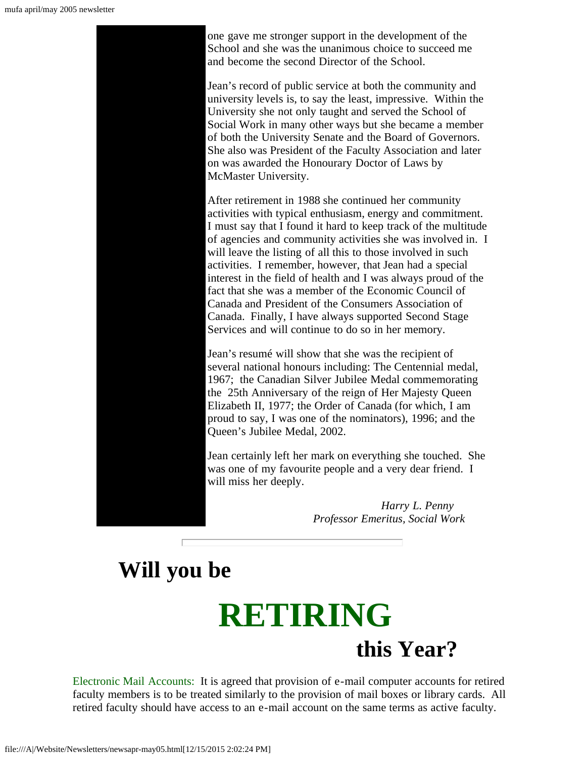one gave me stronger support in the development of the School and she was the unanimous choice to succeed me and become the second Director of the School.

Jean's record of public service at both the community and university levels is, to say the least, impressive. Within the University she not only taught and served the School of Social Work in many other ways but she became a member of both the University Senate and the Board of Governors. She also was President of the Faculty Association and later on was awarded the Honourary Doctor of Laws by McMaster University.

After retirement in 1988 she continued her community activities with typical enthusiasm, energy and commitment. I must say that I found it hard to keep track of the multitude of agencies and community activities she was involved in. I will leave the listing of all this to those involved in such activities. I remember, however, that Jean had a special interest in the field of health and I was always proud of the fact that she was a member of the Economic Council of Canada and President of the Consumers Association of Canada. Finally, I have always supported Second Stage Services and will continue to do so in her memory.

Jean's resumé will show that she was the recipient of several national honours including: The Centennial medal, 1967; the Canadian Silver Jubilee Medal commemorating the 25th Anniversary of the reign of Her Majesty Queen Elizabeth II, 1977; the Order of Canada (for which, I am proud to say, I was one of the nominators), 1996; and the Queen's Jubilee Medal, 2002.

Jean certainly left her mark on everything she touched. She was one of my favourite people and a very dear friend. I will miss her deeply.

*Harry L. Penny*
*Professor Emeritus, Social Work*

---

# Will you be RETIRING this Year?

Electronic Mail Accounts: It is agreed that provision of e-mail computer accounts for retired faculty members is to be treated similarly to the provision of mail boxes or library cards. All retired faculty should have access to an e-mail account on the same terms as active faculty.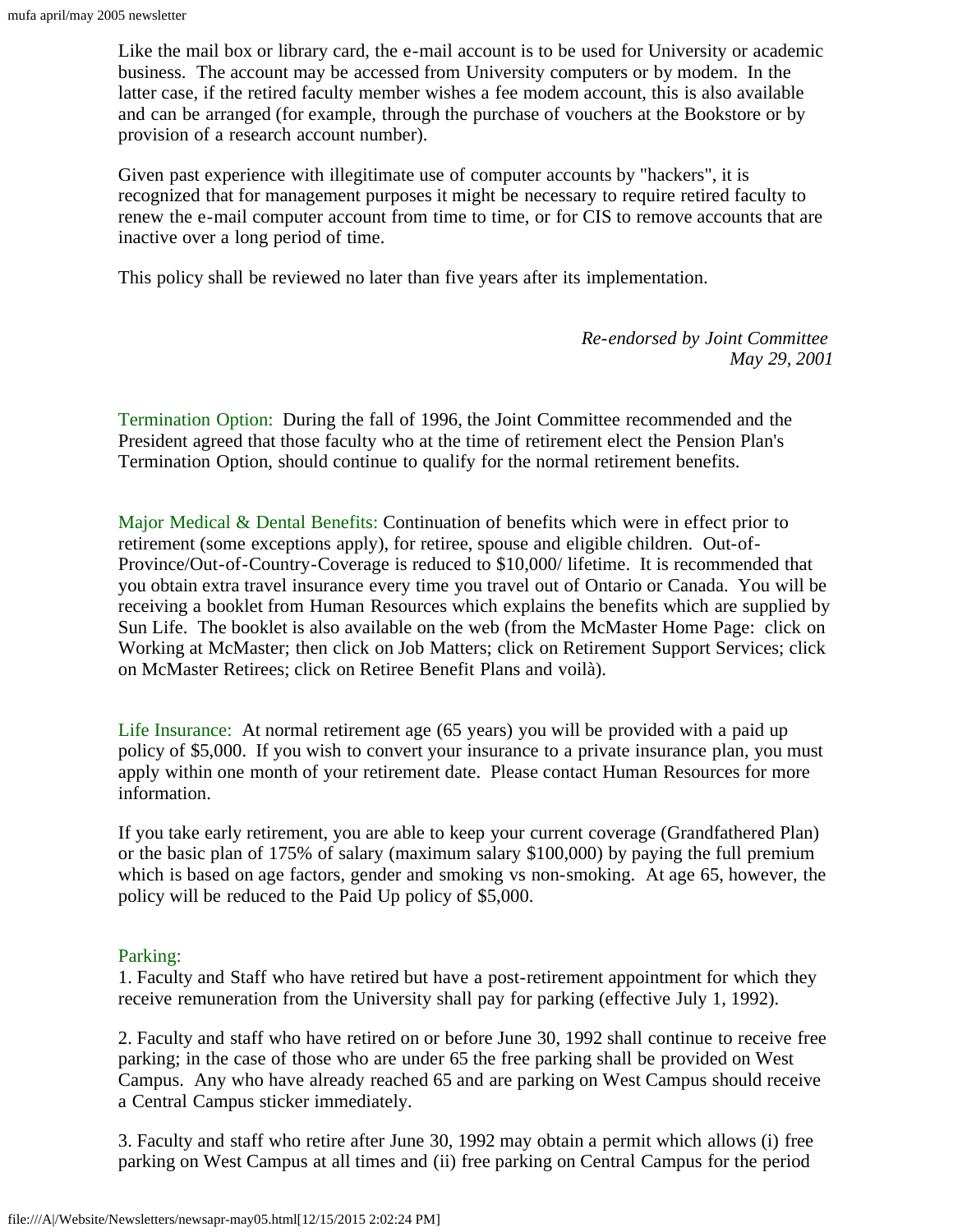Like the mail box or library card, the e-mail account is to be used for University or academic business. The account may be accessed from University computers or by modem. In the latter case, if the retired faculty member wishes a fee modem account, this is also available and can be arranged (for example, through the purchase of vouchers at the Bookstore or by provision of a research account number).

Given past experience with illegitimate use of computer accounts by "hackers", it is recognized that for management purposes it might be necessary to require retired faculty to renew the e-mail computer account from time to time, or for CIS to remove accounts that are inactive over a long period of time.

This policy shall be reviewed no later than five years after its implementation.

*Re-endorsed by Joint Committee*
*May 29, 2001*

Termination Option: During the fall of 1996, the Joint Committee recommended and the President agreed that those faculty who at the time of retirement elect the Pension Plan's Termination Option, should continue to qualify for the normal retirement benefits.

Major Medical & Dental Benefits: Continuation of benefits which were in effect prior to retirement (some exceptions apply), for retiree, spouse and eligible children. Out-of-Province/Out-of-Country-Coverage is reduced to $10,000/ lifetime. It is recommended that you obtain extra travel insurance every time you travel out of Ontario or Canada. You will be receiving a booklet from Human Resources which explains the benefits which are supplied by Sun Life. The booklet is also available on the web (from the McMaster Home Page: click on Working at McMaster; then click on Job Matters; click on Retirement Support Services; click on McMaster Retirees; click on Retiree Benefit Plans and voilà).

Life Insurance: At normal retirement age (65 years) you will be provided with a paid up policy of $5,000. If you wish to convert your insurance to a private insurance plan, you must apply within one month of your retirement date. Please contact Human Resources for more information.

If you take early retirement, you are able to keep your current coverage (Grandfathered Plan) or the basic plan of 175% of salary (maximum salary $100,000) by paying the full premium which is based on age factors, gender and smoking vs non-smoking. At age 65, however, the policy will be reduced to the Paid Up policy of $5,000.

Parking:

1. Faculty and Staff who have retired but have a post-retirement appointment for which they receive remuneration from the University shall pay for parking (effective July 1, 1992).

2. Faculty and staff who have retired on or before June 30, 1992 shall continue to receive free parking; in the case of those who are under 65 the free parking shall be provided on West Campus. Any who have already reached 65 and are parking on West Campus should receive a Central Campus sticker immediately.

3. Faculty and staff who retire after June 30, 1992 may obtain a permit which allows (i) free parking on West Campus at all times and (ii) free parking on Central Campus for the period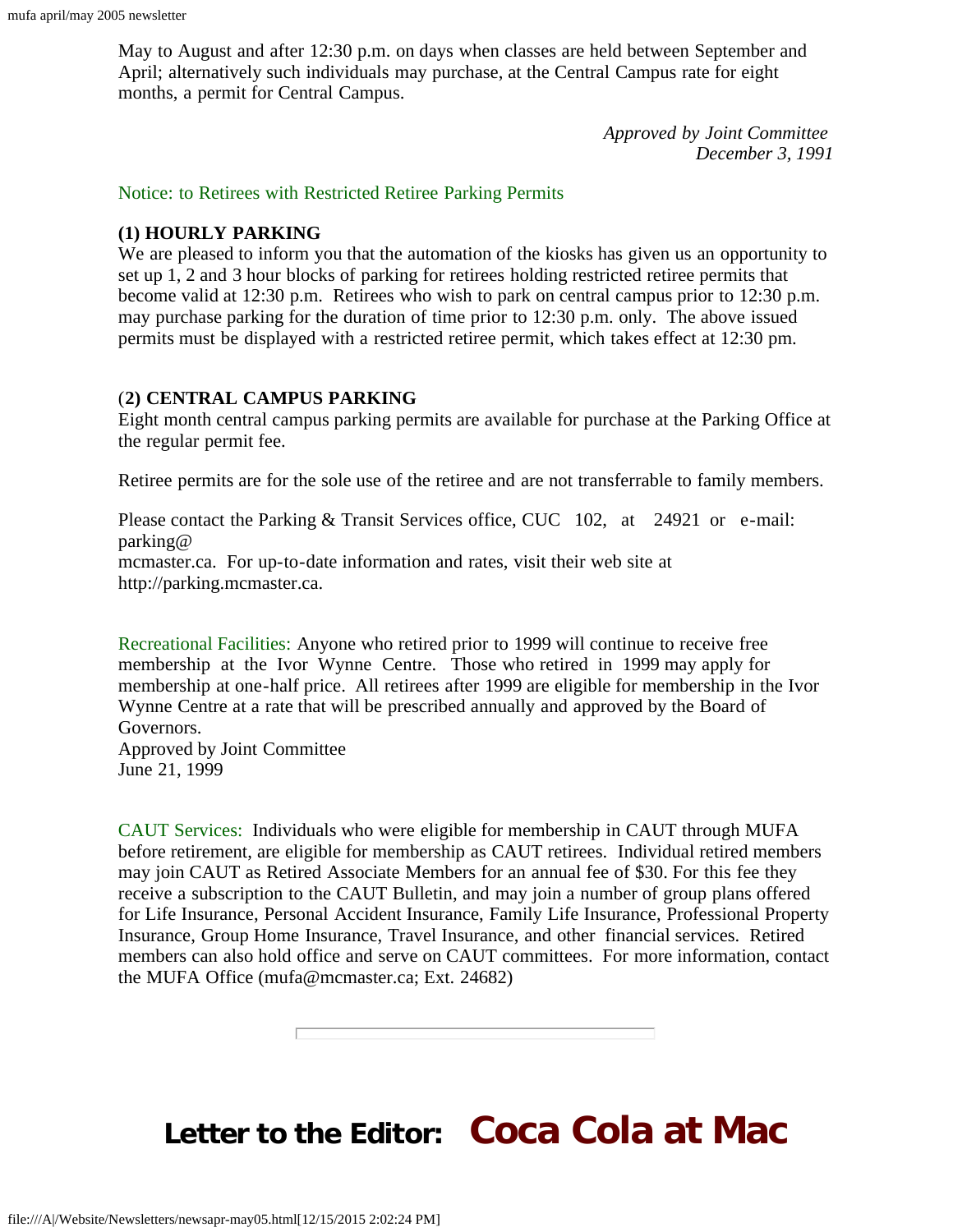May to August and after 12:30 p.m. on days when classes are held between September and April; alternatively such individuals may purchase, at the Central Campus rate for eight months, a permit for Central Campus.

*Approved by Joint Committee*
*December 3, 1991*

Notice: to Retirees with Restricted Retiree Parking Permits

**(1) HOURLY PARKING**
We are pleased to inform you that the automation of the kiosks has given us an opportunity to set up 1, 2 and 3 hour blocks of parking for retirees holding restricted retiree permits that become valid at 12:30 p.m. Retirees who wish to park on central campus prior to 12:30 p.m. may purchase parking for the duration of time prior to 12:30 p.m. only. The above issued permits must be displayed with a restricted retiree permit, which takes effect at 12:30 pm.

**(2) CENTRAL CAMPUS PARKING**
Eight month central campus parking permits are available for purchase at the Parking Office at the regular permit fee.

Retiree permits are for the sole use of the retiree and are not transferrable to family members.

Please contact the Parking & Transit Services office, CUC 102, at 24921 or e-mail: parking@mcmaster.ca. For up-to-date information and rates, visit their web site at http://parking.mcmaster.ca.

Recreational Facilities: Anyone who retired prior to 1999 will continue to receive free membership at the Ivor Wynne Centre. Those who retired in 1999 may apply for membership at one-half price. All retirees after 1999 are eligible for membership in the Ivor Wynne Centre at a rate that will be prescribed annually and approved by the Board of Governors.
Approved by Joint Committee
June 21, 1999

CAUT Services: Individuals who were eligible for membership in CAUT through MUFA before retirement, are eligible for membership as CAUT retirees. Individual retired members may join CAUT as Retired Associate Members for an annual fee of $30. For this fee they receive a subscription to the CAUT Bulletin, and may join a number of group plans offered for Life Insurance, Personal Accident Insurance, Family Life Insurance, Professional Property Insurance, Group Home Insurance, Travel Insurance, and other financial services. Retired members can also hold office and serve on CAUT committees. For more information, contact the MUFA Office (mufa@mcmaster.ca; Ext. 24682)

---

## Letter to the Editor: Coca Cola at Mac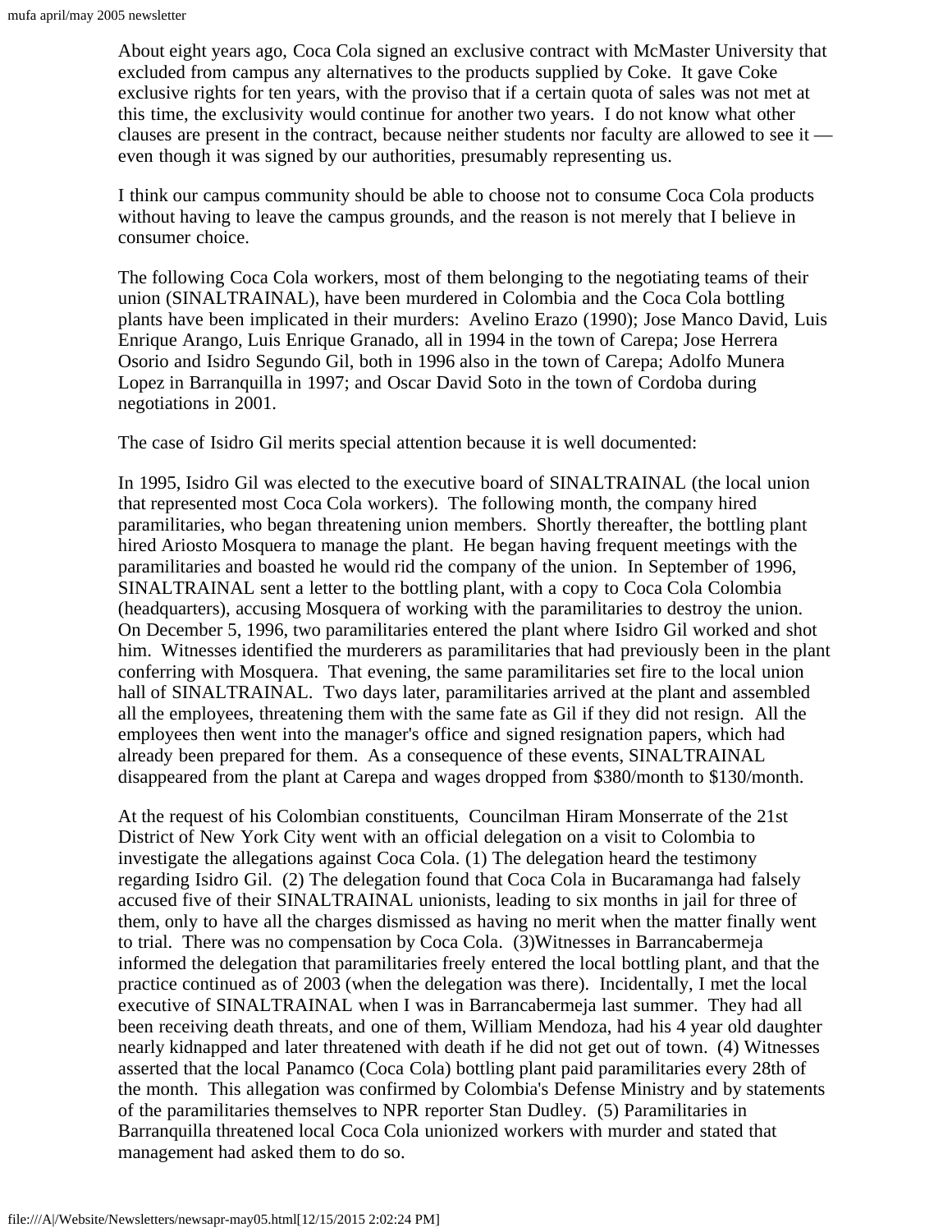About eight years ago, Coca Cola signed an exclusive contract with McMaster University that excluded from campus any alternatives to the products supplied by Coke. It gave Coke exclusive rights for ten years, with the proviso that if a certain quota of sales was not met at this time, the exclusivity would continue for another two years. I do not know what other clauses are present in the contract, because neither students nor faculty are allowed to see it — even though it was signed by our authorities, presumably representing us.

I think our campus community should be able to choose not to consume Coca Cola products without having to leave the campus grounds, and the reason is not merely that I believe in consumer choice.

The following Coca Cola workers, most of them belonging to the negotiating teams of their union (SINALTRAINAL), have been murdered in Colombia and the Coca Cola bottling plants have been implicated in their murders: Avelino Erazo (1990); Jose Manco David, Luis Enrique Arango, Luis Enrique Granado, all in 1994 in the town of Carepa; Jose Herrera Osorio and Isidro Segundo Gil, both in 1996 also in the town of Carepa; Adolfo Munera Lopez in Barranquilla in 1997; and Oscar David Soto in the town of Cordoba during negotiations in 2001.

The case of Isidro Gil merits special attention because it is well documented:

In 1995, Isidro Gil was elected to the executive board of SINALTRAINAL (the local union that represented most Coca Cola workers). The following month, the company hired paramilitaries, who began threatening union members. Shortly thereafter, the bottling plant hired Ariosto Mosquera to manage the plant. He began having frequent meetings with the paramilitaries and boasted he would rid the company of the union. In September of 1996, SINALTRAINAL sent a letter to the bottling plant, with a copy to Coca Cola Colombia (headquarters), accusing Mosquera of working with the paramilitaries to destroy the union. On December 5, 1996, two paramilitaries entered the plant where Isidro Gil worked and shot him. Witnesses identified the murderers as paramilitaries that had previously been in the plant conferring with Mosquera. That evening, the same paramilitaries set fire to the local union hall of SINALTRAINAL. Two days later, paramilitaries arrived at the plant and assembled all the employees, threatening them with the same fate as Gil if they did not resign. All the employees then went into the manager's office and signed resignation papers, which had already been prepared for them. As a consequence of these events, SINALTRAINAL disappeared from the plant at Carepa and wages dropped from \$380/month to \$130/month.

At the request of his Colombian constituents, Councilman Hiram Monserrate of the 21st District of New York City went with an official delegation on a visit to Colombia to investigate the allegations against Coca Cola. (1) The delegation heard the testimony regarding Isidro Gil. (2) The delegation found that Coca Cola in Bucaramanga had falsely accused five of their SINALTRAINAL unionists, leading to six months in jail for three of them, only to have all the charges dismissed as having no merit when the matter finally went to trial. There was no compensation by Coca Cola. (3)Witnesses in Barrancabermeja informed the delegation that paramilitaries freely entered the local bottling plant, and that the practice continued as of 2003 (when the delegation was there). Incidentally, I met the local executive of SINALTRAINAL when I was in Barrancabermeja last summer. They had all been receiving death threats, and one of them, William Mendoza, had his 4 year old daughter nearly kidnapped and later threatened with death if he did not get out of town. (4) Witnesses asserted that the local Panamco (Coca Cola) bottling plant paid paramilitaries every 28th of the month. This allegation was confirmed by Colombia's Defense Ministry and by statements of the paramilitaries themselves to NPR reporter Stan Dudley. (5) Paramilitaries in Barranquilla threatened local Coca Cola unionized workers with murder and stated that management had asked them to do so.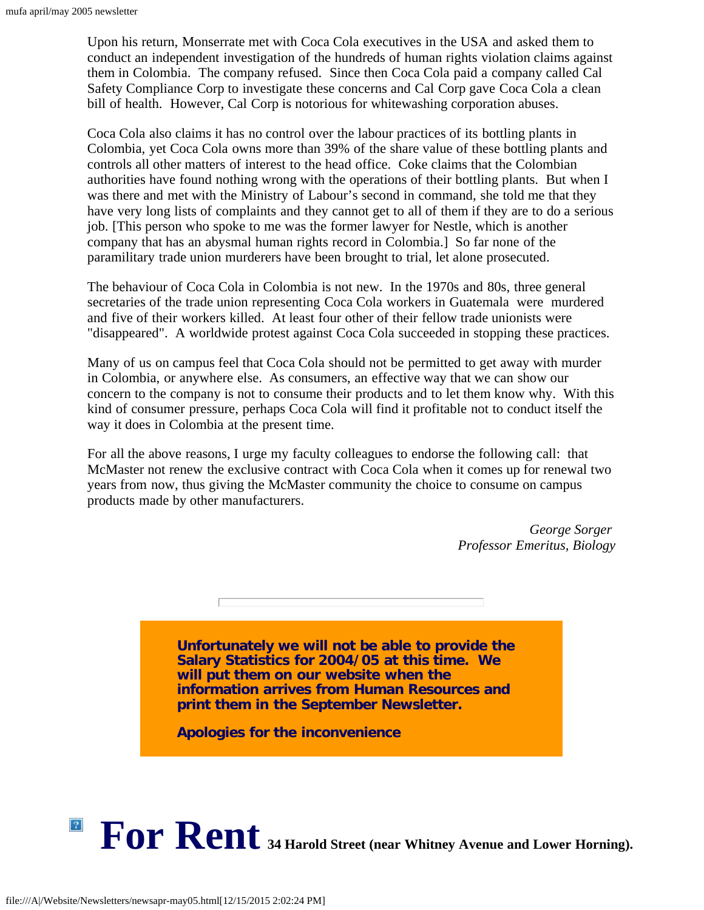Upon his return, Monserrate met with Coca Cola executives in the USA and asked them to conduct an independent investigation of the hundreds of human rights violation claims against them in Colombia. The company refused. Since then Coca Cola paid a company called Cal Safety Compliance Corp to investigate these concerns and Cal Corp gave Coca Cola a clean bill of health. However, Cal Corp is notorious for whitewashing corporation abuses.

Coca Cola also claims it has no control over the labour practices of its bottling plants in Colombia, yet Coca Cola owns more than 39% of the share value of these bottling plants and controls all other matters of interest to the head office. Coke claims that the Colombian authorities have found nothing wrong with the operations of their bottling plants. But when I was there and met with the Ministry of Labour's second in command, she told me that they have very long lists of complaints and they cannot get to all of them if they are to do a serious job. [This person who spoke to me was the former lawyer for Nestle, which is another company that has an abysmal human rights record in Colombia.] So far none of the paramilitary trade union murderers have been brought to trial, let alone prosecuted.

The behaviour of Coca Cola in Colombia is not new. In the 1970s and 80s, three general secretaries of the trade union representing Coca Cola workers in Guatemala were murdered and five of their workers killed. At least four other of their fellow trade unionists were "disappeared". A worldwide protest against Coca Cola succeeded in stopping these practices.

Many of us on campus feel that Coca Cola should not be permitted to get away with murder in Colombia, or anywhere else. As consumers, an effective way that we can show our concern to the company is not to consume their products and to let them know why. With this kind of consumer pressure, perhaps Coca Cola will find it profitable not to conduct itself the way it does in Colombia at the present time.

For all the above reasons, I urge my faculty colleagues to endorse the following call: that McMaster not renew the exclusive contract with Coca Cola when it comes up for renewal two years from now, thus giving the McMaster community the choice to consume on campus products made by other manufacturers.

*George Sorger*
*Professor Emeritus, Biology*

---

**Unfortunately we will not be able to provide the Salary Statistics for 2004/05 at this time. We will put them on our website when the information arrives from Human Resources and print them in the September Newsletter.**

**Apologies for the inconvenience**

# For Rent **34 Harold Street (near Whitney Avenue and Lower Horning).**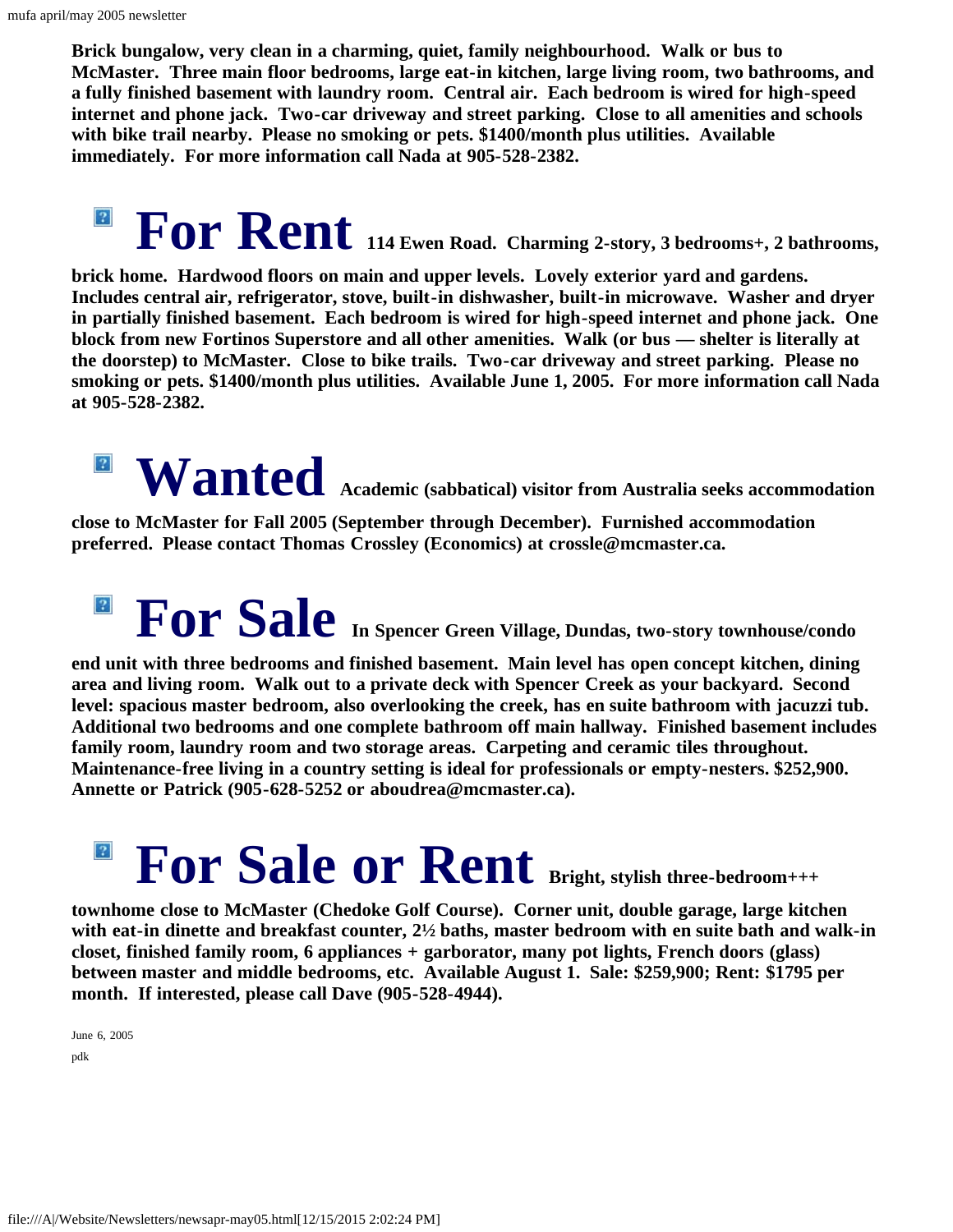**Brick bungalow, very clean in a charming, quiet, family neighbourhood. Walk or bus to McMaster. Three main floor bedrooms, large eat-in kitchen, large living room, two bathrooms, and a fully finished basement with laundry room. Central air. Each bedroom is wired for high-speed internet and phone jack. Two-car driveway and street parking. Close to all amenities and schools with bike trail nearby. Please no smoking or pets. $1400/month plus utilities. Available immediately. For more information call Nada at 905-528-2382.**

# For Rent

**114 Ewen Road. Charming 2-story, 3 bedrooms+, 2 bathrooms, brick home. Hardwood floors on main and upper levels. Lovely exterior yard and gardens. Includes central air, refrigerator, stove, built-in dishwasher, built-in microwave. Washer and dryer in partially finished basement. Each bedroom is wired for high-speed internet and phone jack. One block from new Fortinos Superstore and all other amenities. Walk (or bus — shelter is literally at the doorstep) to McMaster. Close to bike trails. Two-car driveway and street parking. Please no smoking or pets. $1400/month plus utilities. Available June 1, 2005. For more information call Nada at 905-528-2382.**

# Wanted

**Academic (sabbatical) visitor from Australia seeks accommodation close to McMaster for Fall 2005 (September through December). Furnished accommodation preferred. Please contact Thomas Crossley (Economics) at crossle@mcmaster.ca.**

# For Sale

**In Spencer Green Village, Dundas, two-story townhouse/condo end unit with three bedrooms and finished basement. Main level has open concept kitchen, dining area and living room. Walk out to a private deck with Spencer Creek as your backyard. Second level: spacious master bedroom, also overlooking the creek, has en suite bathroom with jacuzzi tub. Additional two bedrooms and one complete bathroom off main hallway. Finished basement includes family room, laundry room and two storage areas. Carpeting and ceramic tiles throughout. Maintenance-free living in a country setting is ideal for professionals or empty-nesters. $252,900. Annette or Patrick (905-628-5252 or aboudrea@mcmaster.ca).**

# For Sale or Rent

**Bright, stylish three-bedroom+++ townhome close to McMaster (Chedoke Golf Course). Corner unit, double garage, large kitchen with eat-in dinette and breakfast counter, 2½ baths, master bedroom with en suite bath and walk-in closet, finished family room, 6 appliances + garborator, many pot lights, French doors (glass) between master and middle bedrooms, etc. Available August 1. Sale: $259,900; Rent: $1795 per month. If interested, please call Dave (905-528-4944).**

June 6, 2005

pdk